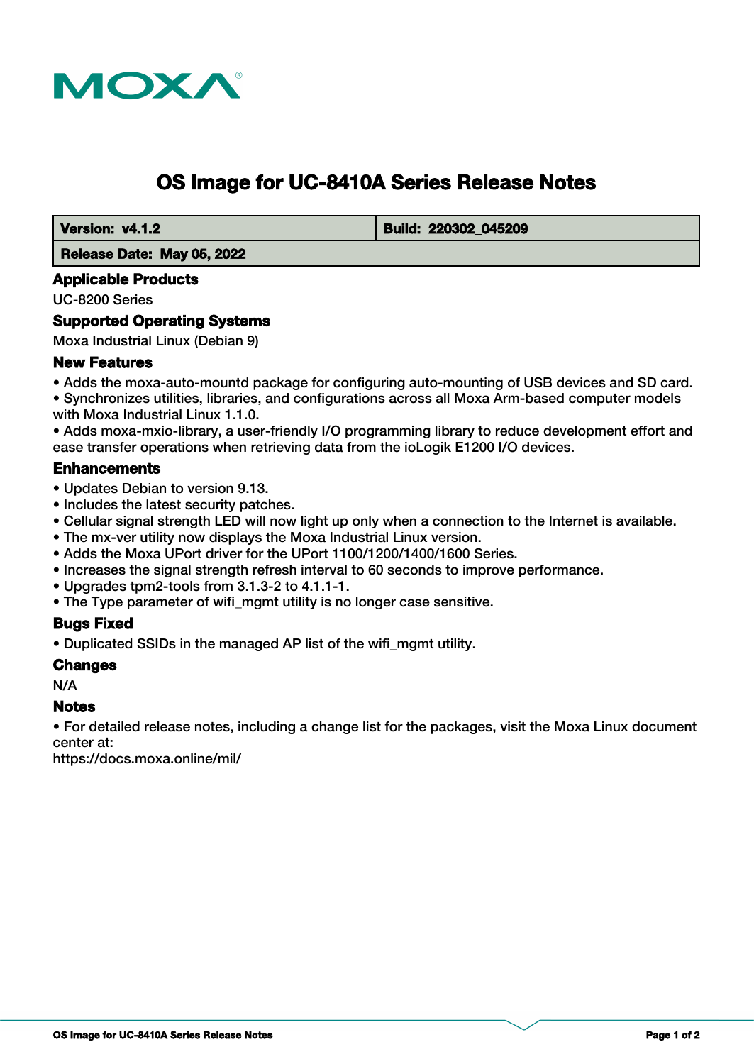# OS Image for UC-8410A Series Release Notes

| Version: v4.1.2 | Build: 220302_045209 |
| --- | --- |
| Release Date: May 05, 2022 | |

## Applicable Products

UC-8200 Series

## Supported Operating Systems

Moxa Industrial Linux (Debian 9)

## New Features

- Adds the moxa-auto-mountd package for configuring auto-mounting of USB devices and SD card.
- Synchronizes utilities, libraries, and configurations across all Moxa Arm-based computer models with Moxa Industrial Linux 1.1.0.
- Adds moxa-mxio-library, a user-friendly I/O programming library to reduce development effort and ease transfer operations when retrieving data from the ioLogik E1200 I/O devices.

## Enhancements

- Updates Debian to version 9.13.
- Includes the latest security patches.
- Cellular signal strength LED will now light up only when a connection to the Internet is available.
- The mx-ver utility now displays the Moxa Industrial Linux version.
- Adds the Moxa UPort driver for the UPort 1100/1200/1400/1600 Series.
- Increases the signal strength refresh interval to 60 seconds to improve performance.
- Upgrades tpm2-tools from 3.1.3-2 to 4.1.1-1.
- The Type parameter of wifi_mgmt utility is no longer case sensitive.

## Bugs Fixed

- Duplicated SSIDs in the managed AP list of the wifi_mgmt utility.

## Changes

N/A

## Notes

- For detailed release notes, including a change list for the packages, visit the Moxa Linux document center at:

https://docs.moxa.online/mil/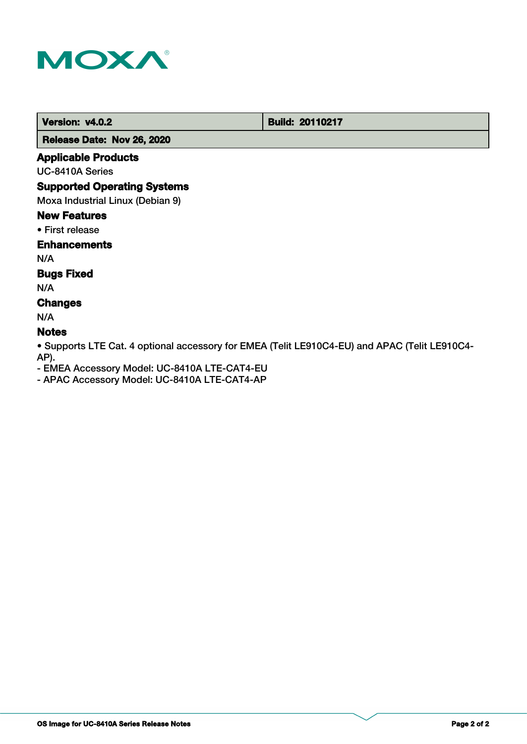| Version: v4.0.2 | Build: 20110217 |
| --- | --- |
| Release Date: Nov 26, 2020 | |

### Applicable Products

UC-8410A Series

### Supported Operating Systems

Moxa Industrial Linux (Debian 9)

### New Features

- First release

### Enhancements

N/A

### Bugs Fixed

N/A

### Changes

N/A

### Notes

- Supports LTE Cat. 4 optional accessory for EMEA (Telit LE910C4-EU) and APAC (Telit LE910C4-AP).

- EMEA Accessory Model: UC-8410A LTE-CAT4-EU
- APAC Accessory Model: UC-8410A LTE-CAT4-AP